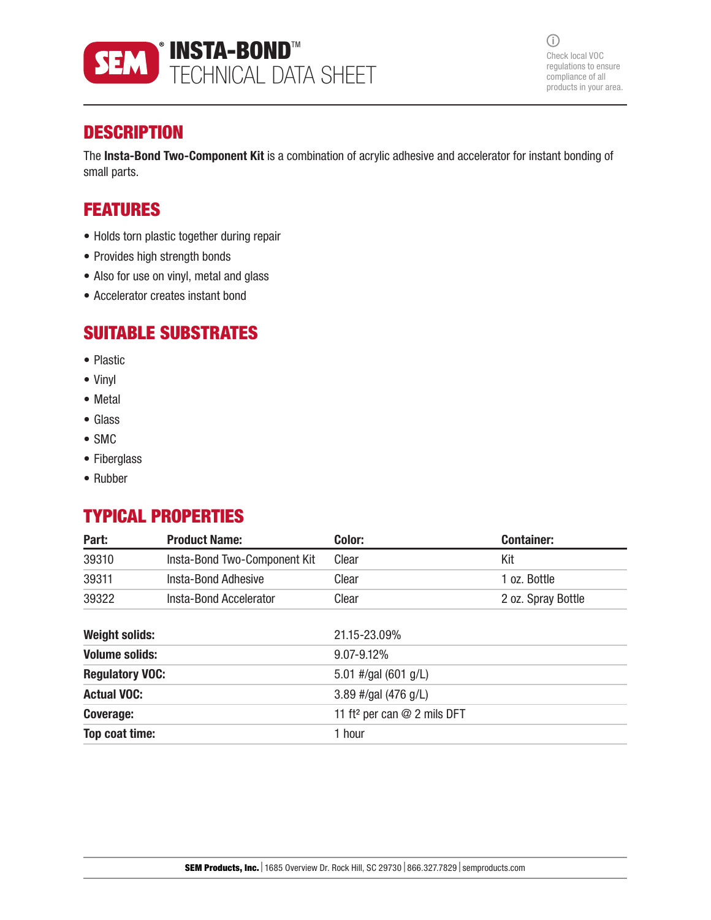# SEM® INSTA-BOND™ TECHNICAL DATA SHEET

Check local VOC regulations to ensure compliance of all products in your area.

## DESCRIPTION

The **Insta-Bond Two-Component Kit** is a combination of acrylic adhesive and accelerator for instant bonding of small parts.

## FEATURES

- Holds torn plastic together during repair
- Provides high strength bonds
- Also for use on vinyl, metal and glass
- Accelerator creates instant bond

## SUITABLE SUBSTRATES

- Plastic
- Vinyl
- Metal
- Glass
- SMC
- Fiberglass
- Rubber

## TYPICAL PROPERTIES

| Part: | Product Name: | Color: | Container: |
|---|---|---|---|
| 39310 | Insta-Bond Two-Component Kit | Clear | Kit |
| 39311 | Insta-Bond Adhesive | Clear | 1 oz. Bottle |
| 39322 | Insta-Bond Accelerator | Clear | 2 oz. Spray Bottle |

| | |
|---|---|
| **Weight solids:** | 21.15-23.09% |
| **Volume solids:** | 9.07-9.12% |
| **Regulatory VOC:** | 5.01 #/gal (601 g/L) |
| **Actual VOC:** | 3.89 #/gal (476 g/L) |
| **Coverage:** | 11 ft² per can @ 2 mils DFT |
| **Top coat time:** | 1 hour |

**SEM Products, Inc.** | 1685 Overview Dr. Rock Hill, SC 29730 | 866.327.7829 | semproducts.com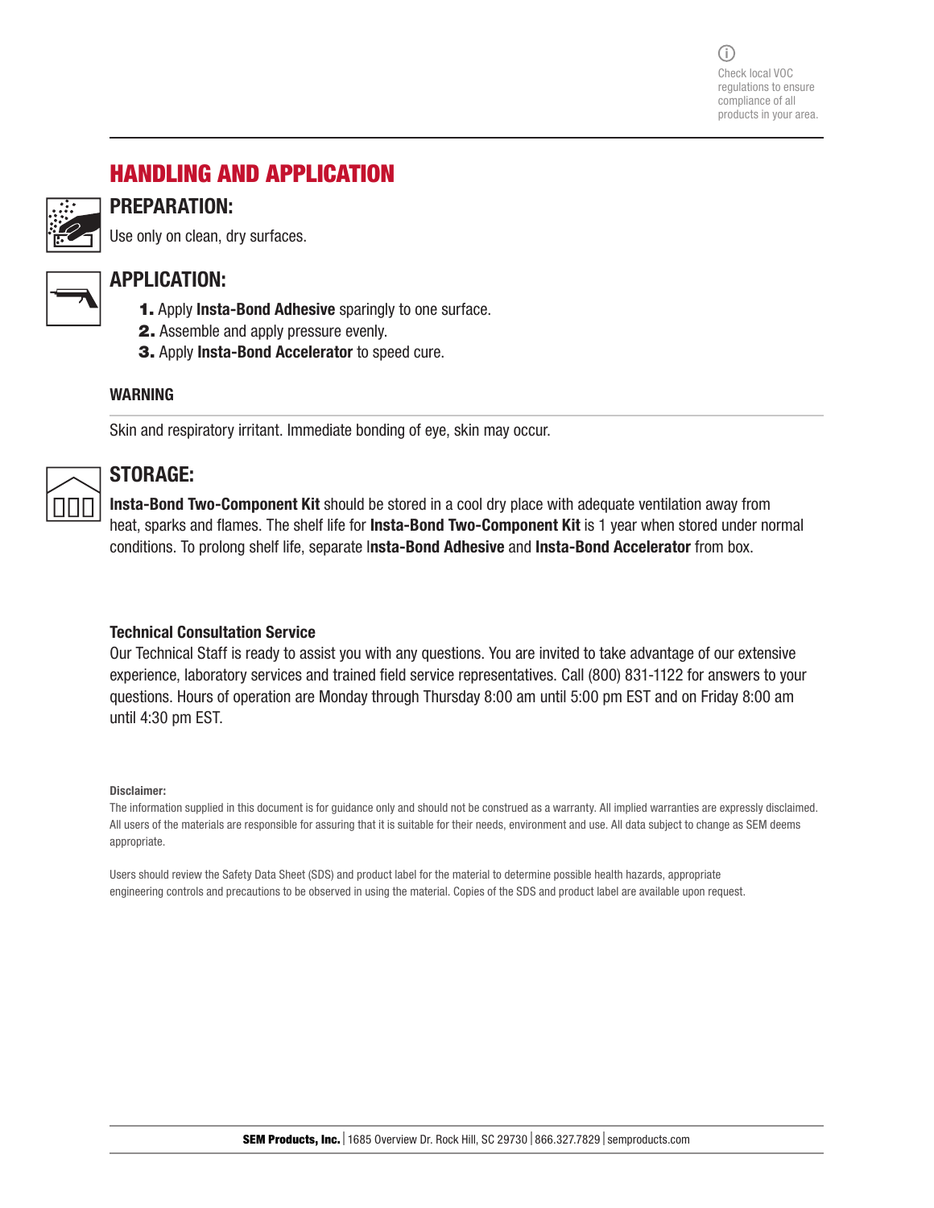Check local VOC regulations to ensure compliance of all products in your area.

## HANDLING AND APPLICATION

### PREPARATION:

Use only on clean, dry surfaces.

### APPLICATION:

1. Apply **Insta-Bond Adhesive** sparingly to one surface.
2. Assemble and apply pressure evenly.
3. Apply **Insta-Bond Accelerator** to speed cure.

**WARNING**

Skin and respiratory irritant. Immediate bonding of eye, skin may occur.

### STORAGE:

**Insta-Bond Two-Component Kit** should be stored in a cool dry place with adequate ventilation away from heat, sparks and flames. The shelf life for **Insta-Bond Two-Component Kit** is 1 year when stored under normal conditions. To prolong shelf life, separate **Insta-Bond Adhesive** and **Insta-Bond Accelerator** from box.

**Technical Consultation Service**

Our Technical Staff is ready to assist you with any questions. You are invited to take advantage of our extensive experience, laboratory services and trained field service representatives. Call (800) 831-1122 for answers to your questions. Hours of operation are Monday through Thursday 8:00 am until 5:00 pm EST and on Friday 8:00 am until 4:30 pm EST.

**Disclaimer:**

The information supplied in this document is for guidance only and should not be construed as a warranty. All implied warranties are expressly disclaimed. All users of the materials are responsible for assuring that it is suitable for their needs, environment and use. All data subject to change as SEM deems appropriate.

Users should review the Safety Data Sheet (SDS) and product label for the material to determine possible health hazards, appropriate engineering controls and precautions to be observed in using the material. Copies of the SDS and product label are available upon request.

**SEM Products, Inc.** | 1685 Overview Dr. Rock Hill, SC 29730 | 866.327.7829 | semproducts.com